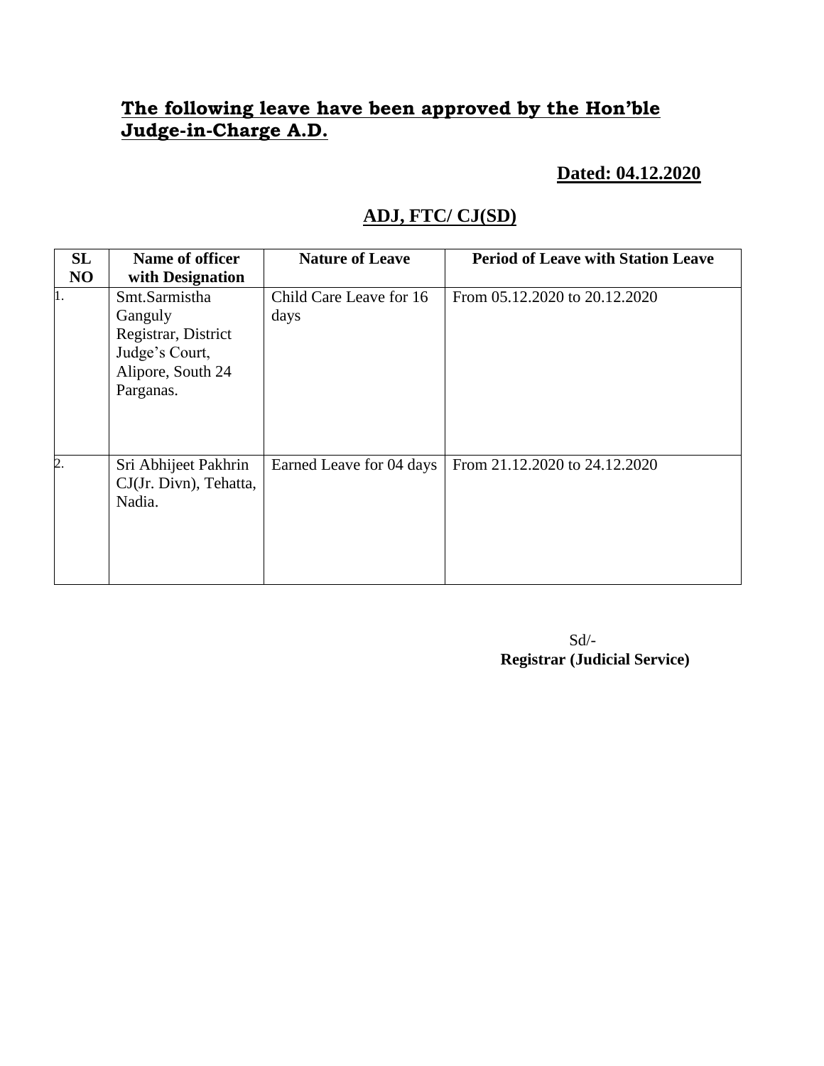## **The following leave have been approved by the Hon'ble Judge-in-Charge A.D.**

**Dated: 04.12.2020**

### ADJ, FTC/ CJ(SD)

| SL NO | Name of officer with Designation | Nature of Leave | Period of Leave with Station Leave |
|---|---|---|---|
| 1. | Smt.Sarmistha Ganguly Registrar, District Judge's Court, Alipore, South 24 Parganas. | Child Care Leave for 16 days | From 05.12.2020 to 20.12.2020 |
| 2. | Sri Abhijeet Pakhrin CJ(Jr. Divn), Tehatta, Nadia. | Earned Leave for 04 days | From 21.12.2020 to 24.12.2020 |

Sd/-
**Registrar (Judicial Service)**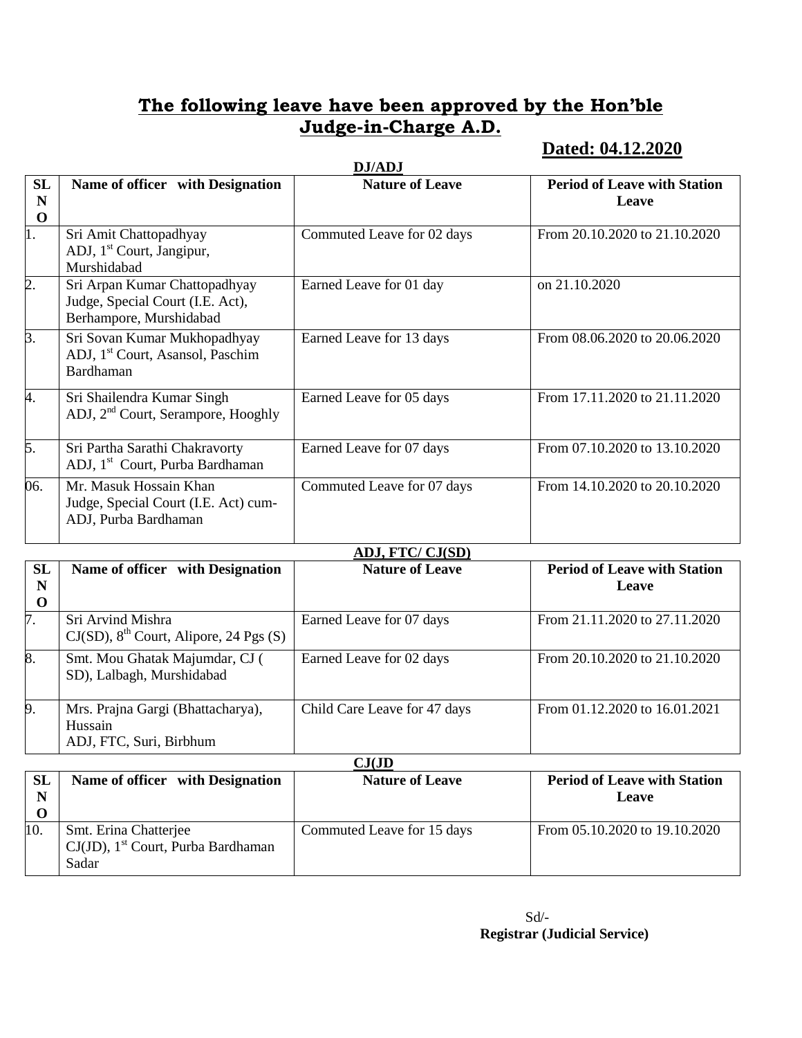## **The following leave have been approved by the Hon'ble Judge-in-Charge A.D.**

**Dated: 04.12.2020**

**DJ/ADJ**

| SL NO | Name of officer with Designation | Nature of Leave | Period of Leave with Station Leave |
|---|---|---|---|
| 1. | Sri Amit Chattopadhyay ADJ, 1st Court, Jangipur, Murshidabad | Commuted Leave for 02 days | From 20.10.2020 to 21.10.2020 |
| 2. | Sri Arpan Kumar Chattopadhyay Judge, Special Court (I.E. Act), Berhampore, Murshidabad | Earned Leave for 01 day | on 21.10.2020 |
| 3. | Sri Sovan Kumar Mukhopadhyay ADJ, 1st Court, Asansol, Paschim Bardhaman | Earned Leave for 13 days | From 08.06.2020 to 20.06.2020 |
| 4. | Sri Shailendra Kumar Singh ADJ, 2nd Court, Serampore, Hooghly | Earned Leave for 05 days | From 17.11.2020 to 21.11.2020 |
| 5. | Sri Partha Sarathi Chakravorty ADJ, 1st Court, Purba Bardhaman | Earned Leave for 07 days | From 07.10.2020 to 13.10.2020 |
| 06. | Mr. Masuk Hossain Khan Judge, Special Court (I.E. Act) cum-ADJ, Purba Bardhaman | Commuted Leave for 07 days | From 14.10.2020 to 20.10.2020 |

**ADJ, FTC/ CJ(SD)**

| SL NO | Name of officer with Designation | Nature of Leave | Period of Leave with Station Leave |
|---|---|---|---|
| 7. | Sri Arvind Mishra CJ(SD), 8th Court, Alipore, 24 Pgs (S) | Earned Leave for 07 days | From 21.11.2020 to 27.11.2020 |
| 8. | Smt. Mou Ghatak Majumdar, CJ ( SD), Lalbagh, Murshidabad | Earned Leave for 02 days | From 20.10.2020 to 21.10.2020 |
| 9. | Mrs. Prajna Gargi (Bhattacharya), Hussain ADJ, FTC, Suri, Birbhum | Child Care Leave for 47 days | From 01.12.2020 to 16.01.2021 |

**CJ(JD**

| SL NO | Name of officer with Designation | Nature of Leave | Period of Leave with Station Leave |
|---|---|---|---|
| 10. | Smt. Erina Chatterjee CJ(JD), 1st Court, Purba Bardhaman Sadar | Commuted Leave for 15 days | From 05.10.2020 to 19.10.2020 |

Sd/-
**Registrar (Judicial Service)**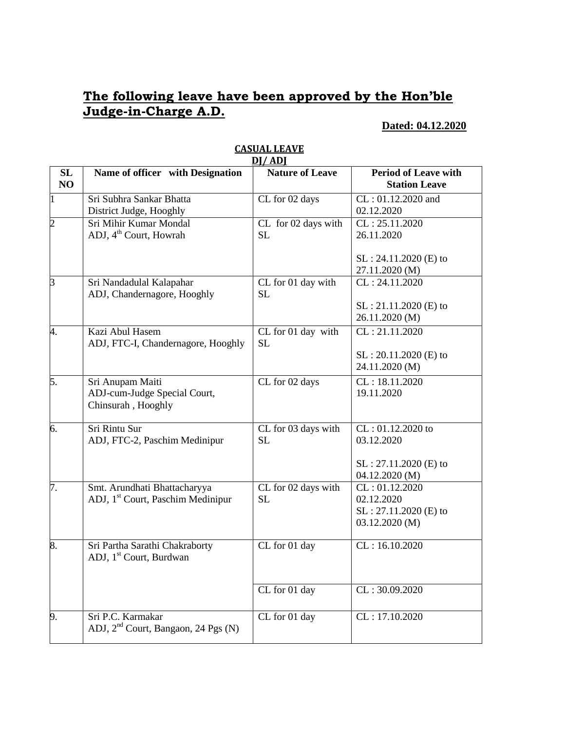# The following leave have been approved by the Hon'ble Judge-in-Charge A.D.

**Dated: 04.12.2020**

**CASUAL LEAVE**

**DJ/ ADJ**

| SL NO | Name of officer with Designation | Nature of Leave | Period of Leave with Station Leave |
|---|---|---|---|
| 1 | Sri Subhra Sankar Bhatta<br>District Judge, Hooghly | CL for 02 days | CL : 01.12.2020 and 02.12.2020 |
| 2 | Sri Mihir Kumar Mondal<br>ADJ, 4th Court, Howrah | CL for 02 days with SL | CL : 25.11.2020<br>26.11.2020<br><br>SL : 24.11.2020 (E) to 27.11.2020 (M) |
| 3 | Sri Nandadulal Kalapahar<br>ADJ, Chandernagore, Hooghly | CL for 01 day with SL | CL : 24.11.2020<br><br>SL : 21.11.2020 (E) to 26.11.2020 (M) |
| 4. | Kazi Abul Hasem<br>ADJ, FTC-I, Chandernagore, Hooghly | CL for 01 day with SL | CL : 21.11.2020<br><br>SL : 20.11.2020 (E) to 24.11.2020 (M) |
| 5. | Sri Anupam Maiti<br>ADJ-cum-Judge Special Court, Chinsurah , Hooghly | CL for 02 days | CL : 18.11.2020<br>19.11.2020 |
| 6. | Sri Rintu Sur<br>ADJ, FTC-2, Paschim Medinipur | CL for 03 days with SL | CL : 01.12.2020 to 03.12.2020<br><br>SL : 27.11.2020 (E) to 04.12.2020 (M) |
| 7. | Smt. Arundhati Bhattacharyya<br>ADJ, 1st Court, Paschim Medinipur | CL for 02 days with SL | CL : 01.12.2020<br>02.12.2020<br>SL : 27.11.2020 (E) to 03.12.2020 (M) |
| 8. | Sri Partha Sarathi Chakraborty<br>ADJ, 1st Court, Burdwan | CL for 01 day | CL : 16.10.2020 |
| | | CL for 01 day | CL : 30.09.2020 |
| 9. | Sri P.C. Karmakar<br>ADJ, 2nd Court, Bangaon, 24 Pgs (N) | CL for 01 day | CL : 17.10.2020 |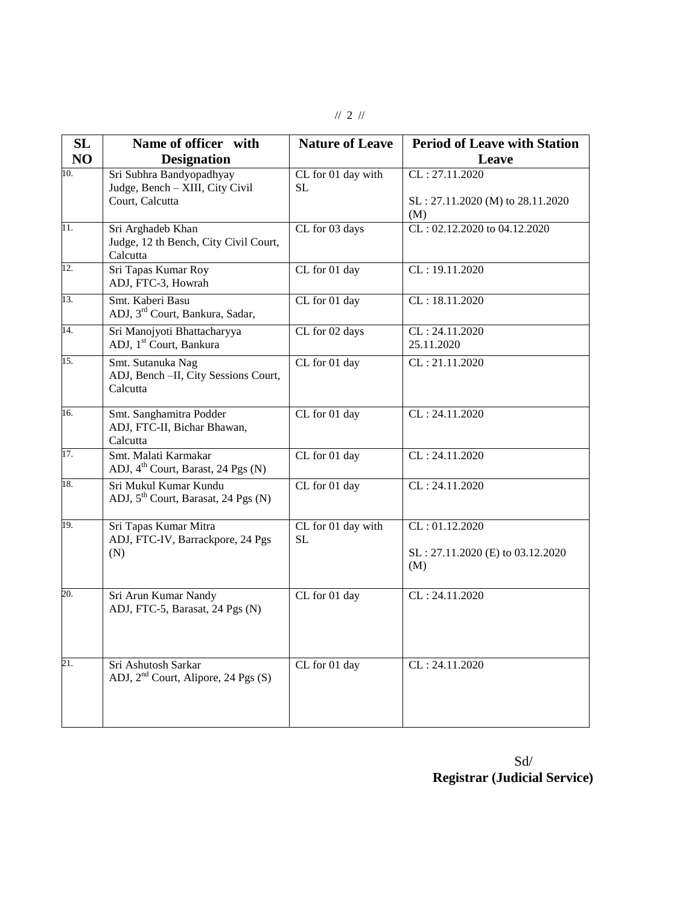| SL NO | Name of officer with Designation | Nature of Leave | Period of Leave with Station Leave |
|---|---|---|---|
| 10. | Sri Subhra Bandyopadhyay Judge, Bench – XIII, City Civil Court, Calcutta | CL for 01 day with SL | CL : 27.11.2020<br><br>SL : 27.11.2020 (M) to 28.11.2020 (M) |
| 11. | Sri Arghadeb Khan Judge, 12 th Bench, City Civil Court, Calcutta | CL for 03 days | CL : 02.12.2020 to 04.12.2020 |
| 12. | Sri Tapas Kumar Roy ADJ, FTC-3, Howrah | CL for 01 day | CL : 19.11.2020 |
| 13. | Smt. Kaberi Basu ADJ, 3rd Court, Bankura, Sadar, | CL for 01 day | CL : 18.11.2020 |
| 14. | Sri Manojyoti Bhattacharyya ADJ, 1st Court, Bankura | CL for 02 days | CL : 24.11.2020<br>25.11.2020 |
| 15. | Smt. Sutanuka Nag ADJ, Bench –II, City Sessions Court, Calcutta | CL for 01 day | CL : 21.11.2020 |
| 16. | Smt. Sanghamitra Podder ADJ, FTC-II, Bichar Bhawan, Calcutta | CL for 01 day | CL : 24.11.2020 |
| 17. | Smt. Malati Karmakar ADJ, 4th Court, Barast, 24 Pgs (N) | CL for 01 day | CL : 24.11.2020 |
| 18. | Sri Mukul Kumar Kundu ADJ, 5th Court, Barasat, 24 Pgs (N) | CL for 01 day | CL : 24.11.2020 |
| 19. | Sri Tapas Kumar Mitra ADJ, FTC-IV, Barrackpore, 24 Pgs (N) | CL for 01 day with SL | CL : 01.12.2020<br><br>SL : 27.11.2020 (E) to 03.12.2020 (M) |
| 20. | Sri Arun Kumar Nandy ADJ, FTC-5, Barasat, 24 Pgs (N) | CL for 01 day | CL : 24.11.2020 |
| 21. | Sri Ashutosh Sarkar ADJ, 2nd Court, Alipore, 24 Pgs (S) | CL for 01 day | CL : 24.11.2020 |

Sd/
**Registrar (Judicial Service)**